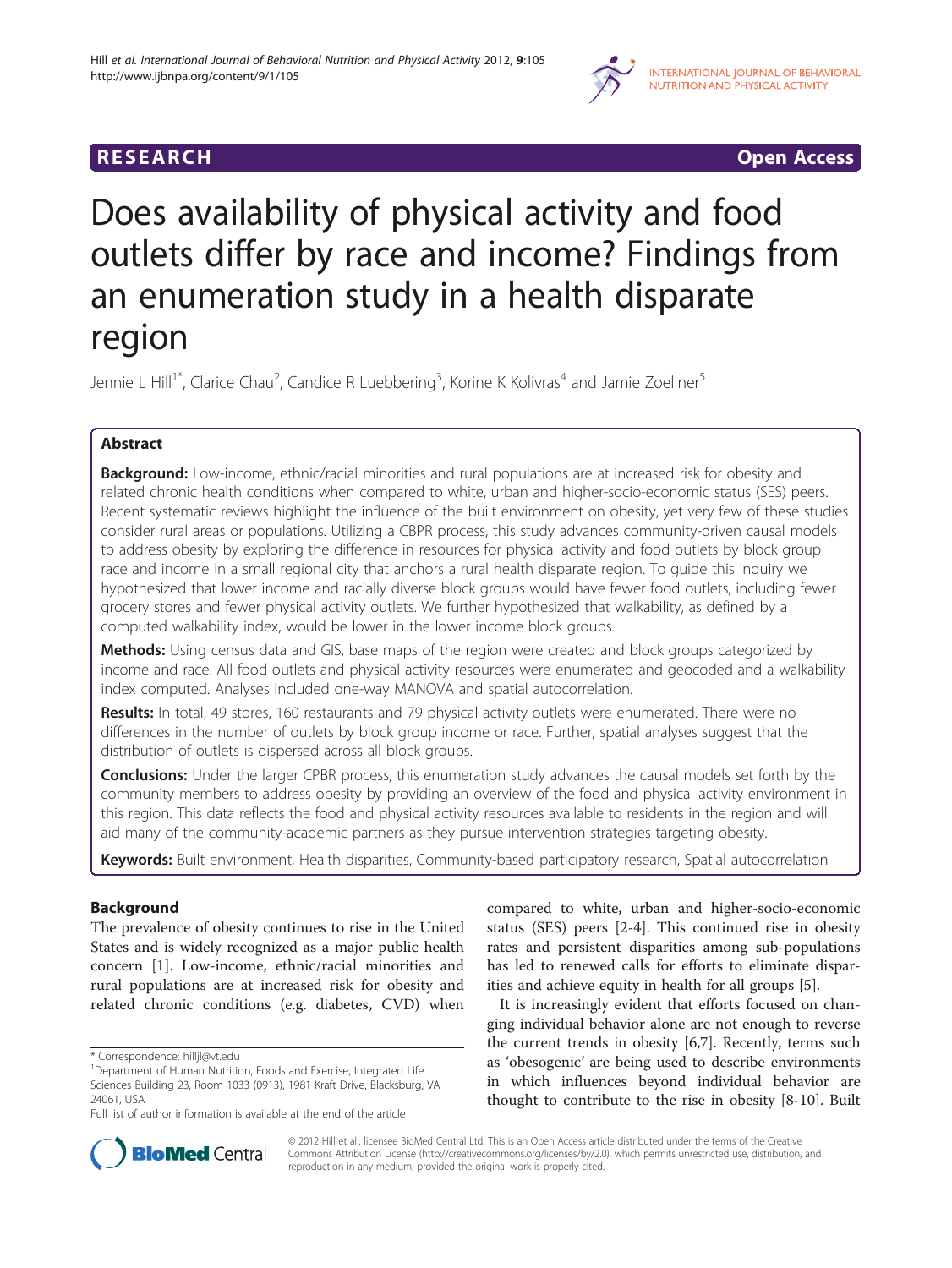**RESEARCH** **Open Access**

# Does availability of physical activity and food outlets differ by race and income? Findings from an enumeration study in a health disparate region

Jennie L Hill[1*], Clarice Chau[2], Candice R Luebbering[3], Korine K Kolivras[4] and Jamie Zoellner[5]

## Abstract

**Background:** Low-income, ethnic/racial minorities and rural populations are at increased risk for obesity and related chronic health conditions when compared to white, urban and higher-socio-economic status (SES) peers. Recent systematic reviews highlight the influence of the built environment on obesity, yet very few of these studies consider rural areas or populations. Utilizing a CBPR process, this study advances community-driven causal models to address obesity by exploring the difference in resources for physical activity and food outlets by block group race and income in a small regional city that anchors a rural health disparate region. To guide this inquiry we hypothesized that lower income and racially diverse block groups would have fewer food outlets, including fewer grocery stores and fewer physical activity outlets. We further hypothesized that walkability, as defined by a computed walkability index, would be lower in the lower income block groups.

**Methods:** Using census data and GIS, base maps of the region were created and block groups categorized by income and race. All food outlets and physical activity resources were enumerated and geocoded and a walkability index computed. Analyses included one-way MANOVA and spatial autocorrelation.

**Results:** In total, 49 stores, 160 restaurants and 79 physical activity outlets were enumerated. There were no differences in the number of outlets by block group income or race. Further, spatial analyses suggest that the distribution of outlets is dispersed across all block groups.

**Conclusions:** Under the larger CPBR process, this enumeration study advances the causal models set forth by the community members to address obesity by providing an overview of the food and physical activity environment in this region. This data reflects the food and physical activity resources available to residents in the region and will aid many of the community-academic partners as they pursue intervention strategies targeting obesity.

**Keywords:** Built environment, Health disparities, Community-based participatory research, Spatial autocorrelation

## Background

The prevalence of obesity continues to rise in the United States and is widely recognized as a major public health concern [1]. Low-income, ethnic/racial minorities and rural populations are at increased risk for obesity and related chronic conditions (e.g. diabetes, CVD) when compared to white, urban and higher-socio-economic status (SES) peers [2-4]. This continued rise in obesity rates and persistent disparities among sub-populations has led to renewed calls for efforts to eliminate disparities and achieve equity in health for all groups [5].

It is increasingly evident that efforts focused on changing individual behavior alone are not enough to reverse the current trends in obesity [6,7]. Recently, terms such as 'obesogenic' are being used to describe environments in which influences beyond individual behavior are thought to contribute to the rise in obesity [8-10]. Built

\* Correspondence: hilljl@vt.edu
[1]Department of Human Nutrition, Foods and Exercise, Integrated Life Sciences Building 23, Room 1033 (0913), 1981 Kraft Drive, Blacksburg, VA 24061, USA
Full list of author information is available at the end of the article

© 2012 Hill et al.; licensee BioMed Central Ltd. This is an Open Access article distributed under the terms of the Creative Commons Attribution License (http://creativecommons.org/licenses/by/2.0), which permits unrestricted use, distribution, and reproduction in any medium, provided the original work is properly cited.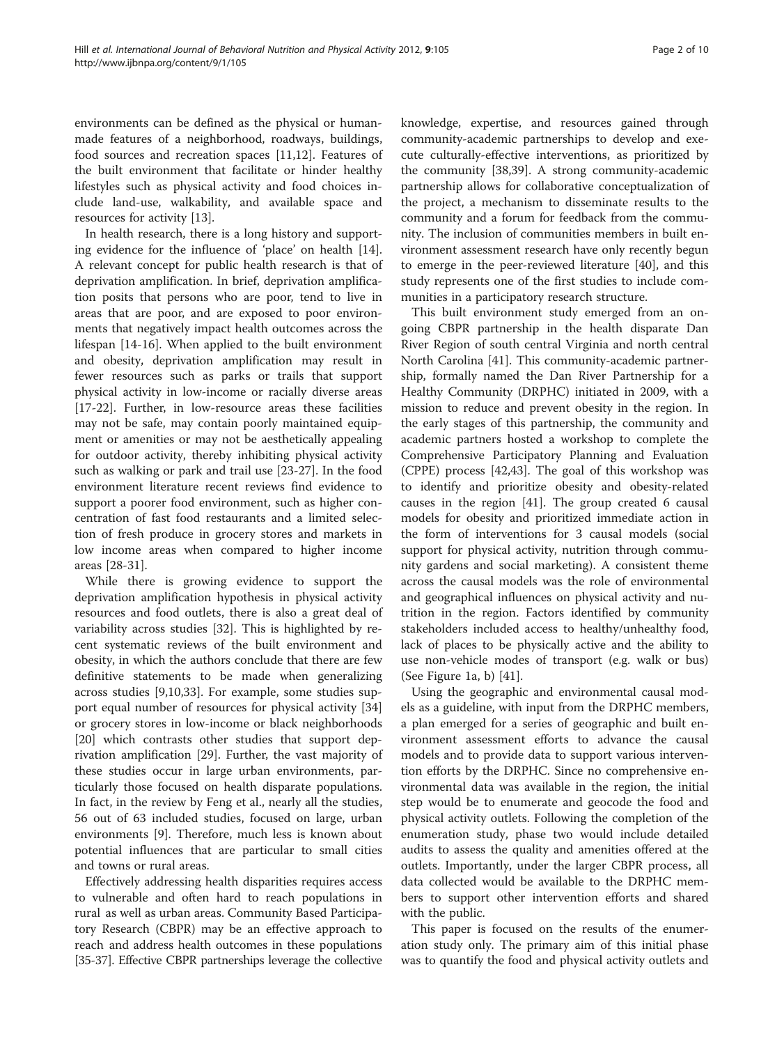environments can be defined as the physical or human-made features of a neighborhood, roadways, buildings, food sources and recreation spaces [11,12]. Features of the built environment that facilitate or hinder healthy lifestyles such as physical activity and food choices include land-use, walkability, and available space and resources for activity [13].

In health research, there is a long history and supporting evidence for the influence of 'place' on health [14]. A relevant concept for public health research is that of deprivation amplification. In brief, deprivation amplification posits that persons who are poor, tend to live in areas that are poor, and are exposed to poor environments that negatively impact health outcomes across the lifespan [14-16]. When applied to the built environment and obesity, deprivation amplification may result in fewer resources such as parks or trails that support physical activity in low-income or racially diverse areas [17-22]. Further, in low-resource areas these facilities may not be safe, may contain poorly maintained equipment or amenities or may not be aesthetically appealing for outdoor activity, thereby inhibiting physical activity such as walking or park and trail use [23-27]. In the food environment literature recent reviews find evidence to support a poorer food environment, such as higher concentration of fast food restaurants and a limited selection of fresh produce in grocery stores and markets in low income areas when compared to higher income areas [28-31].

While there is growing evidence to support the deprivation amplification hypothesis in physical activity resources and food outlets, there is also a great deal of variability across studies [32]. This is highlighted by recent systematic reviews of the built environment and obesity, in which the authors conclude that there are few definitive statements to be made when generalizing across studies [9,10,33]. For example, some studies support equal number of resources for physical activity [34] or grocery stores in low-income or black neighborhoods [20] which contrasts other studies that support deprivation amplification [29]. Further, the vast majority of these studies occur in large urban environments, particularly those focused on health disparate populations. In fact, in the review by Feng et al., nearly all the studies, 56 out of 63 included studies, focused on large, urban environments [9]. Therefore, much less is known about potential influences that are particular to small cities and towns or rural areas.

Effectively addressing health disparities requires access to vulnerable and often hard to reach populations in rural as well as urban areas. Community Based Participatory Research (CBPR) may be an effective approach to reach and address health outcomes in these populations [35-37]. Effective CBPR partnerships leverage the collective knowledge, expertise, and resources gained through community-academic partnerships to develop and execute culturally-effective interventions, as prioritized by the community [38,39]. A strong community-academic partnership allows for collaborative conceptualization of the project, a mechanism to disseminate results to the community and a forum for feedback from the community. The inclusion of communities members in built environment assessment research have only recently begun to emerge in the peer-reviewed literature [40], and this study represents one of the first studies to include communities in a participatory research structure.

This built environment study emerged from an ongoing CBPR partnership in the health disparate Dan River Region of south central Virginia and north central North Carolina [41]. This community-academic partnership, formally named the Dan River Partnership for a Healthy Community (DRPHC) initiated in 2009, with a mission to reduce and prevent obesity in the region. In the early stages of this partnership, the community and academic partners hosted a workshop to complete the Comprehensive Participatory Planning and Evaluation (CPPE) process [42,43]. The goal of this workshop was to identify and prioritize obesity and obesity-related causes in the region [41]. The group created 6 causal models for obesity and prioritized immediate action in the form of interventions for 3 causal models (social support for physical activity, nutrition through community gardens and social marketing). A consistent theme across the causal models was the role of environmental and geographical influences on physical activity and nutrition in the region. Factors identified by community stakeholders included access to healthy/unhealthy food, lack of places to be physically active and the ability to use non-vehicle modes of transport (e.g. walk or bus) (See Figure 1a, b) [41].

Using the geographic and environmental causal models as a guideline, with input from the DRPHC members, a plan emerged for a series of geographic and built environment assessment efforts to advance the causal models and to provide data to support various intervention efforts by the DRPHC. Since no comprehensive environmental data was available in the region, the initial step would be to enumerate and geocode the food and physical activity outlets. Following the completion of the enumeration study, phase two would include detailed audits to assess the quality and amenities offered at the outlets. Importantly, under the larger CBPR process, all data collected would be available to the DRPHC members to support other intervention efforts and shared with the public.

This paper is focused on the results of the enumeration study only. The primary aim of this initial phase was to quantify the food and physical activity outlets and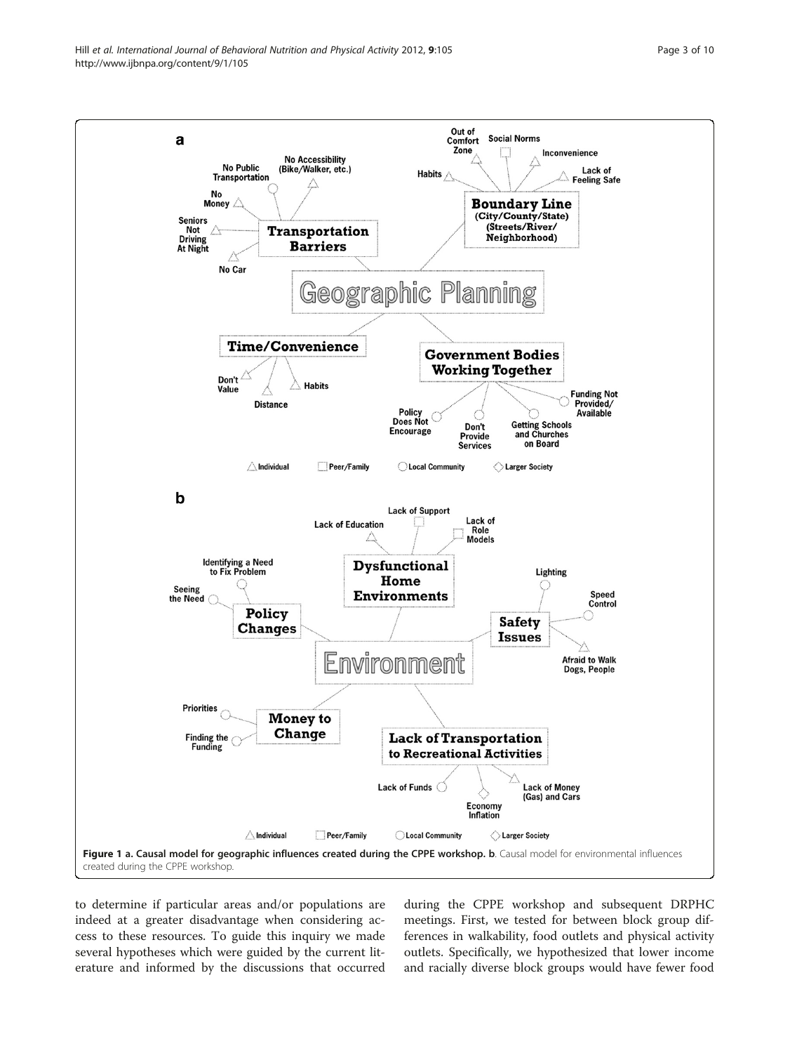**Figure 1 a. Causal model for geographic influences created during the CPPE workshop. b**. Causal model for environmental influences created during the CPPE workshop.

to determine if particular areas and/or populations are indeed at a greater disadvantage when considering access to these resources. To guide this inquiry we made several hypotheses which were guided by the current literature and informed by the discussions that occurred during the CPPE workshop and subsequent DRPHC meetings. First, we tested for between block group differences in walkability, food outlets and physical activity outlets. Specifically, we hypothesized that lower income and racially diverse block groups would have fewer food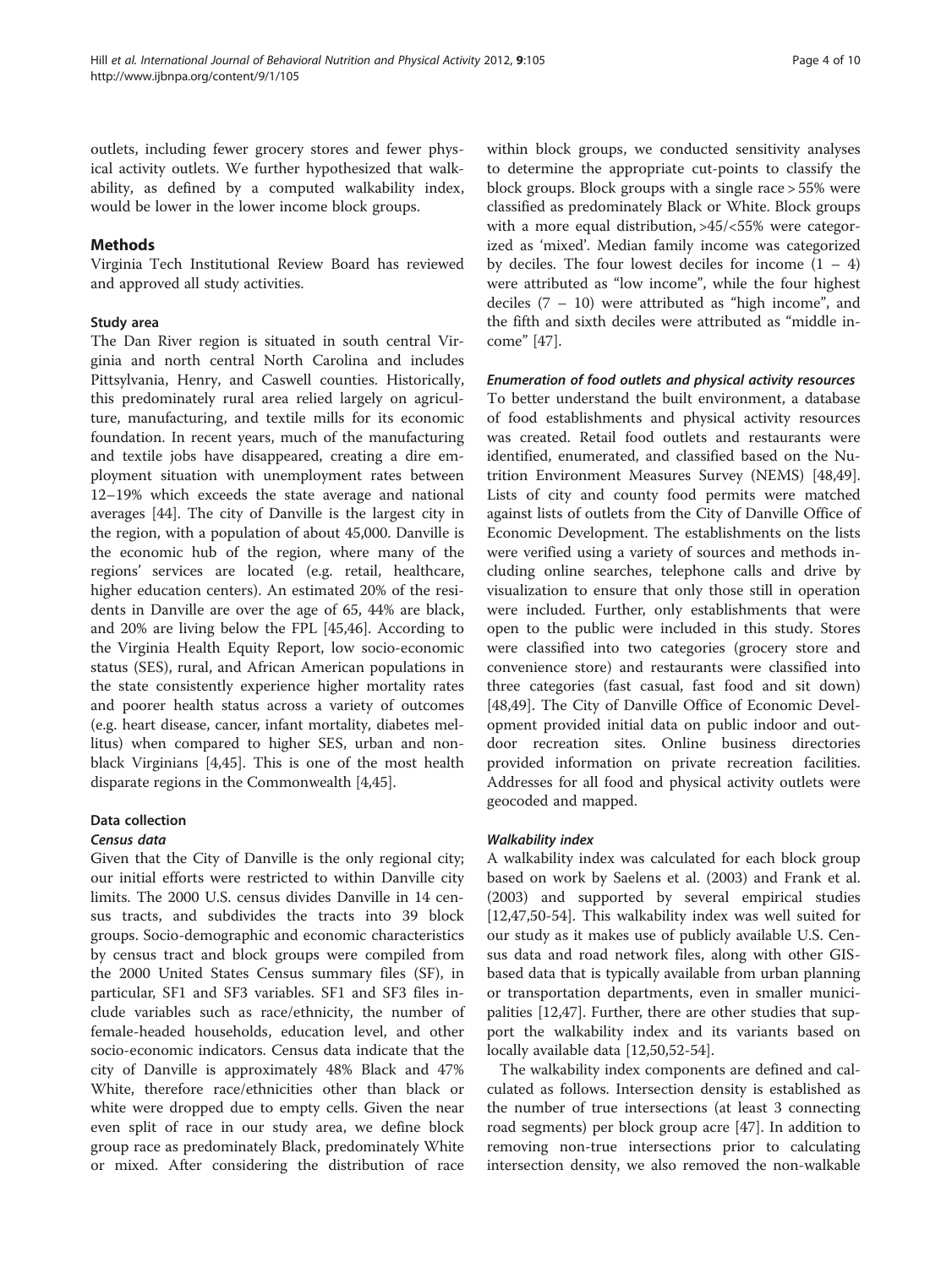outlets, including fewer grocery stores and fewer physical activity outlets. We further hypothesized that walkability, as defined by a computed walkability index, would be lower in the lower income block groups.

## Methods

Virginia Tech Institutional Review Board has reviewed and approved all study activities.

### Study area

The Dan River region is situated in south central Virginia and north central North Carolina and includes Pittsylvania, Henry, and Caswell counties. Historically, this predominately rural area relied largely on agriculture, manufacturing, and textile mills for its economic foundation. In recent years, much of the manufacturing and textile jobs have disappeared, creating a dire employment situation with unemployment rates between 12–19% which exceeds the state average and national averages [44]. The city of Danville is the largest city in the region, with a population of about 45,000. Danville is the economic hub of the region, where many of the regions' services are located (e.g. retail, healthcare, higher education centers). An estimated 20% of the residents in Danville are over the age of 65, 44% are black, and 20% are living below the FPL [45,46]. According to the Virginia Health Equity Report, low socio-economic status (SES), rural, and African American populations in the state consistently experience higher mortality rates and poorer health status across a variety of outcomes (e.g. heart disease, cancer, infant mortality, diabetes mellitus) when compared to higher SES, urban and non-black Virginians [4,45]. This is one of the most health disparate regions in the Commonwealth [4,45].

### Data collection

#### *Census data*

Given that the City of Danville is the only regional city; our initial efforts were restricted to within Danville city limits. The 2000 U.S. census divides Danville in 14 census tracts, and subdivides the tracts into 39 block groups. Socio-demographic and economic characteristics by census tract and block groups were compiled from the 2000 United States Census summary files (SF), in particular, SF1 and SF3 variables. SF1 and SF3 files include variables such as race/ethnicity, the number of female-headed households, education level, and other socio-economic indicators. Census data indicate that the city of Danville is approximately 48% Black and 47% White, therefore race/ethnicities other than black or white were dropped due to empty cells. Given the near even split of race in our study area, we define block group race as predominately Black, predominately White or mixed. After considering the distribution of race within block groups, we conducted sensitivity analyses to determine the appropriate cut-points to classify the block groups. Block groups with a single race > 55% were classified as predominately Black or White. Block groups with a more equal distribution, >45/<55% were categorized as 'mixed'. Median family income was categorized by deciles. The four lowest deciles for income (1 – 4) were attributed as "low income", while the four highest deciles (7 – 10) were attributed as "high income", and the fifth and sixth deciles were attributed as "middle income" [47].

#### *Enumeration of food outlets and physical activity resources*

To better understand the built environment, a database of food establishments and physical activity resources was created. Retail food outlets and restaurants were identified, enumerated, and classified based on the Nutrition Environment Measures Survey (NEMS) [48,49]. Lists of city and county food permits were matched against lists of outlets from the City of Danville Office of Economic Development. The establishments on the lists were verified using a variety of sources and methods including online searches, telephone calls and drive by visualization to ensure that only those still in operation were included. Further, only establishments that were open to the public were included in this study. Stores were classified into two categories (grocery store and convenience store) and restaurants were classified into three categories (fast casual, fast food and sit down) [48,49]. The City of Danville Office of Economic Development provided initial data on public indoor and outdoor recreation sites. Online business directories provided information on private recreation facilities. Addresses for all food and physical activity outlets were geocoded and mapped.

#### *Walkability index*

A walkability index was calculated for each block group based on work by Saelens et al. (2003) and Frank et al. (2003) and supported by several empirical studies [12,47,50-54]. This walkability index was well suited for our study as it makes use of publicly available U.S. Census data and road network files, along with other GIS-based data that is typically available from urban planning or transportation departments, even in smaller municipalities [12,47]. Further, there are other studies that support the walkability index and its variants based on locally available data [12,50,52-54].

The walkability index components are defined and calculated as follows. Intersection density is established as the number of true intersections (at least 3 connecting road segments) per block group acre [47]. In addition to removing non-true intersections prior to calculating intersection density, we also removed the non-walkable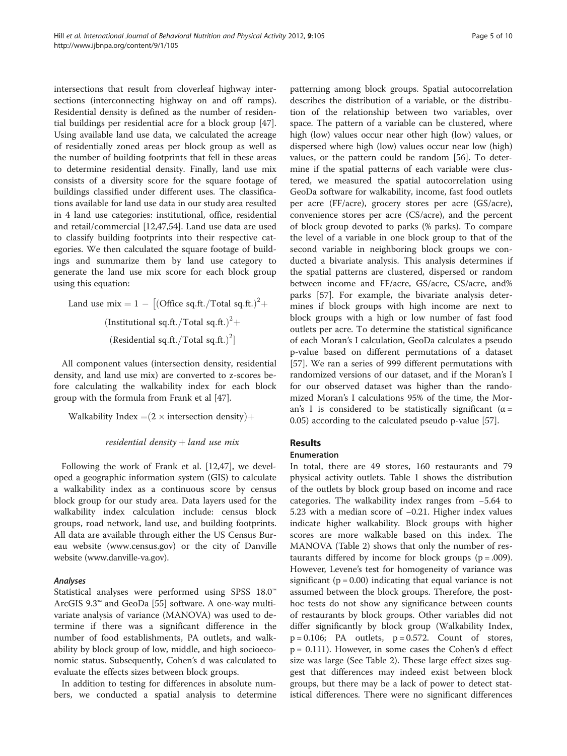intersections that result from cloverleaf highway intersections (interconnecting highway on and off ramps). Residential density is defined as the number of residential buildings per residential acre for a block group [47]. Using available land use data, we calculated the acreage of residentially zoned areas per block group as well as the number of building footprints that fell in these areas to determine residential density. Finally, land use mix consists of a diversity score for the square footage of buildings classified under different uses. The classifications available for land use data in our study area resulted in 4 land use categories: institutional, office, residential and retail/commercial [12,47,54]. Land use data are used to classify building footprints into their respective categories. We then calculated the square footage of buildings and summarize them by land use category to generate the land use mix score for each block group using this equation:

$$\text{Land use mix} = 1 - \left[(\text{Office sq.ft./Total sq.ft.})^2 + (\text{Institutional sq.ft./Total sq.ft.})^2 + (\text{Residential sq.ft./Total sq.ft.})^2\right]$$

All component values (intersection density, residential density, and land use mix) are converted to z-scores before calculating the walkability index for each block group with the formula from Frank et al [47].

$$\text{Walkability Index} = (2 \times \text{intersection density}) + \textit{residential density} + \textit{land use mix}$$

Following the work of Frank et al. [12,47], we developed a geographic information system (GIS) to calculate a walkability index as a continuous score by census block group for our study area. Data layers used for the walkability index calculation include: census block groups, road network, land use, and building footprints. All data are available through either the US Census Bureau website (www.census.gov) or the city of Danville website (www.danville-va.gov).

#### *Analyses*

Statistical analyses were performed using SPSS 18.0™ ArcGIS 9.3™ and GeoDa [55] software. A one-way multivariate analysis of variance (MANOVA) was used to determine if there was a significant difference in the number of food establishments, PA outlets, and walkability by block group of low, middle, and high socioeconomic status. Subsequently, Cohen's d was calculated to evaluate the effects sizes between block groups.

In addition to testing for differences in absolute numbers, we conducted a spatial analysis to determine patterning among block groups. Spatial autocorrelation describes the distribution of a variable, or the distribution of the relationship between two variables, over space. The pattern of a variable can be clustered, where high (low) values occur near other high (low) values, or dispersed where high (low) values occur near low (high) values, or the pattern could be random [56]. To determine if the spatial patterns of each variable were clustered, we measured the spatial autocorrelation using GeoDa software for walkability, income, fast food outlets per acre (FF/acre), grocery stores per acre (GS/acre), convenience stores per acre (CS/acre), and the percent of block group devoted to parks (% parks). To compare the level of a variable in one block group to that of the second variable in neighboring block groups we conducted a bivariate analysis. This analysis determines if the spatial patterns are clustered, dispersed or random between income and FF/acre, GS/acre, CS/acre, and% parks [57]. For example, the bivariate analysis determines if block groups with high income are next to block groups with a high or low number of fast food outlets per acre. To determine the statistical significance of each Moran's I calculation, GeoDa calculates a pseudo p-value based on different permutations of a dataset [57]. We ran a series of 999 different permutations with randomized versions of our dataset, and if the Moran's I for our observed dataset was higher than the randomized Moran's I calculations 95% of the time, the Moran's I is considered to be statistically significant ($\alpha = 0.05$) according to the calculated pseudo p-value [57].

## Results

### Enumeration

In total, there are 49 stores, 160 restaurants and 79 physical activity outlets. Table 1 shows the distribution of the outlets by block group based on income and race categories. The walkability index ranges from −5.64 to 5.23 with a median score of −0.21. Higher index values indicate higher walkability. Block groups with higher scores are more walkable based on this index. The MANOVA (Table 2) shows that only the number of restaurants differed by income for block groups ($p = .009$). However, Levene's test for homogeneity of variance was significant ($p = 0.00$) indicating that equal variance is not assumed between the block groups. Therefore, the post-hoc tests do not show any significance between counts of restaurants by block groups. Other variables did not differ significantly by block group (Walkability Index, $p = 0.106$; PA outlets, $p = 0.572$. Count of stores, $p = 0.111$). However, in some cases the Cohen's d effect size was large (See Table 2). These large effect sizes suggest that differences may indeed exist between block groups, but there may be a lack of power to detect statistical differences. There were no significant differences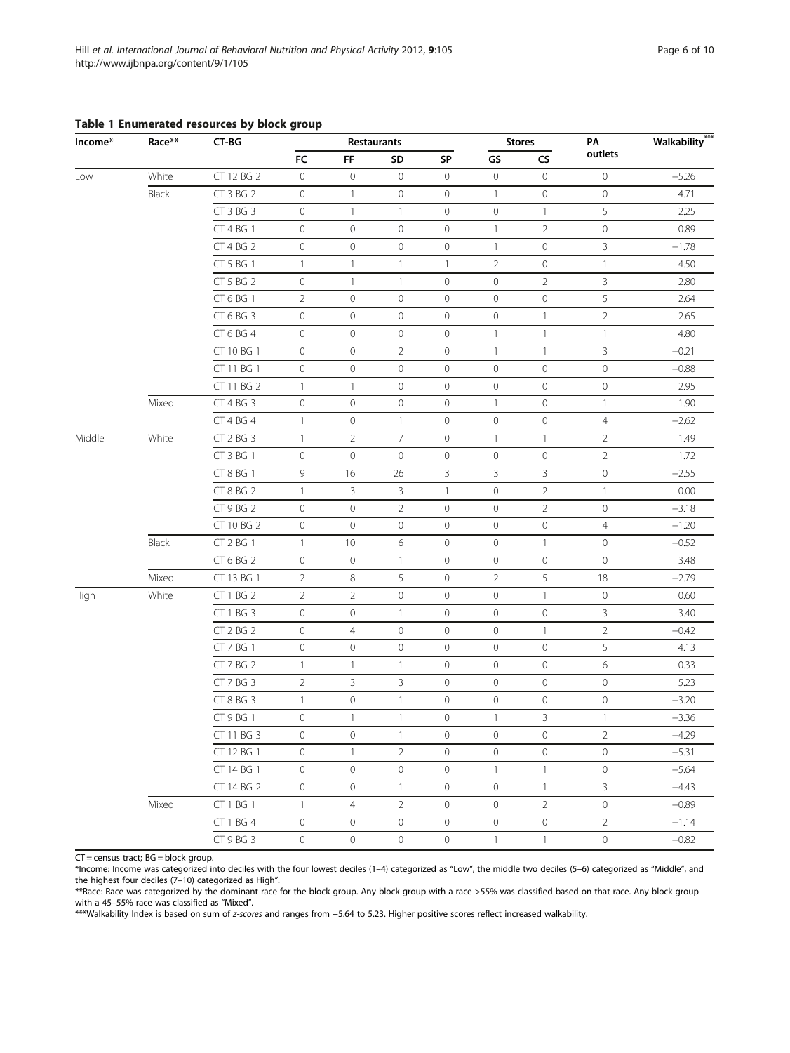**Table 1 Enumerated resources by block group**

| Income* | Race** | CT-BG | Restaurants | | | | Stores | | PA outlets | Walkability*** |
|---|---|---|---|---|---|---|---|---|---|---|
| | | | FC | FF | SD | SP | GS | CS | | |
| Low | White | CT 12 BG 2 | 0 | 0 | 0 | 0 | 0 | 0 | 0 | −5.26 |
| | Black | CT 3 BG 2 | 0 | 1 | 0 | 0 | 1 | 0 | 0 | 4.71 |
| | | CT 3 BG 3 | 0 | 1 | 1 | 0 | 0 | 1 | 5 | 2.25 |
| | | CT 4 BG 1 | 0 | 0 | 0 | 0 | 1 | 2 | 0 | 0.89 |
| | | CT 4 BG 2 | 0 | 0 | 0 | 0 | 1 | 0 | 3 | −1.78 |
| | | CT 5 BG 1 | 1 | 1 | 1 | 1 | 2 | 0 | 1 | 4.50 |
| | | CT 5 BG 2 | 0 | 1 | 1 | 0 | 0 | 2 | 3 | 2.80 |
| | | CT 6 BG 1 | 2 | 0 | 0 | 0 | 0 | 0 | 5 | 2.64 |
| | | CT 6 BG 3 | 0 | 0 | 0 | 0 | 0 | 1 | 2 | 2.65 |
| | | CT 6 BG 4 | 0 | 0 | 0 | 0 | 1 | 1 | 1 | 4.80 |
| | | CT 10 BG 1 | 0 | 0 | 2 | 0 | 1 | 1 | 3 | −0.21 |
| | | CT 11 BG 1 | 0 | 0 | 0 | 0 | 0 | 0 | 0 | −0.88 |
| | | CT 11 BG 2 | 1 | 1 | 0 | 0 | 0 | 0 | 0 | 2.95 |
| | Mixed | CT 4 BG 3 | 0 | 0 | 0 | 0 | 1 | 0 | 1 | 1.90 |
| | | CT 4 BG 4 | 1 | 0 | 1 | 0 | 0 | 0 | 4 | −2.62 |
| Middle | White | CT 2 BG 3 | 1 | 2 | 7 | 0 | 1 | 1 | 2 | 1.49 |
| | | CT 3 BG 1 | 0 | 0 | 0 | 0 | 0 | 0 | 2 | 1.72 |
| | | CT 8 BG 1 | 9 | 16 | 26 | 3 | 3 | 3 | 0 | −2.55 |
| | | CT 8 BG 2 | 1 | 3 | 3 | 1 | 0 | 2 | 1 | 0.00 |
| | | CT 9 BG 2 | 0 | 0 | 2 | 0 | 0 | 2 | 0 | −3.18 |
| | | CT 10 BG 2 | 0 | 0 | 0 | 0 | 0 | 0 | 4 | −1.20 |
| | Black | CT 2 BG 1 | 1 | 10 | 6 | 0 | 0 | 1 | 0 | −0.52 |
| | | CT 6 BG 2 | 0 | 0 | 1 | 0 | 0 | 0 | 0 | 3.48 |
| | Mixed | CT 13 BG 1 | 2 | 8 | 5 | 0 | 2 | 5 | 18 | −2.79 |
| High | White | CT 1 BG 2 | 2 | 2 | 0 | 0 | 0 | 1 | 0 | 0.60 |
| | | CT 1 BG 3 | 0 | 0 | 1 | 0 | 0 | 0 | 3 | 3.40 |
| | | CT 2 BG 2 | 0 | 4 | 0 | 0 | 0 | 1 | 2 | −0.42 |
| | | CT 7 BG 1 | 0 | 0 | 0 | 0 | 0 | 0 | 5 | 4.13 |
| | | CT 7 BG 2 | 1 | 1 | 1 | 0 | 0 | 0 | 6 | 0.33 |
| | | CT 7 BG 3 | 2 | 3 | 3 | 0 | 0 | 0 | 0 | 5.23 |
| | | CT 8 BG 3 | 1 | 0 | 1 | 0 | 0 | 0 | 0 | −3.20 |
| | | CT 9 BG 1 | 0 | 1 | 1 | 0 | 1 | 3 | 1 | −3.36 |
| | | CT 11 BG 3 | 0 | 0 | 1 | 0 | 0 | 0 | 2 | −4.29 |
| | | CT 12 BG 1 | 0 | 1 | 2 | 0 | 0 | 0 | 0 | −5.31 |
| | | CT 14 BG 1 | 0 | 0 | 0 | 0 | 1 | 1 | 0 | −5.64 |
| | | CT 14 BG 2 | 0 | 0 | 1 | 0 | 0 | 1 | 3 | −4.43 |
| | Mixed | CT 1 BG 1 | 1 | 4 | 2 | 0 | 0 | 2 | 0 | −0.89 |
| | | CT 1 BG 4 | 0 | 0 | 0 | 0 | 0 | 0 | 2 | −1.14 |
| | | CT 9 BG 3 | 0 | 0 | 0 | 0 | 1 | 1 | 0 | −0.82 |

CT = census tract; BG = block group.

*Income: Income was categorized into deciles with the four lowest deciles (1–4) categorized as "Low", the middle two deciles (5–6) categorized as "Middle", and the highest four deciles (7–10) categorized as High".

**Race: Race was categorized by the dominant race for the block group. Any block group with a race >55% was classified based on that race. Any block group with a 45–55% race was classified as "Mixed".

***Walkability Index is based on sum of *z-scores* and ranges from −5.64 to 5.23. Higher positive scores reflect increased walkability.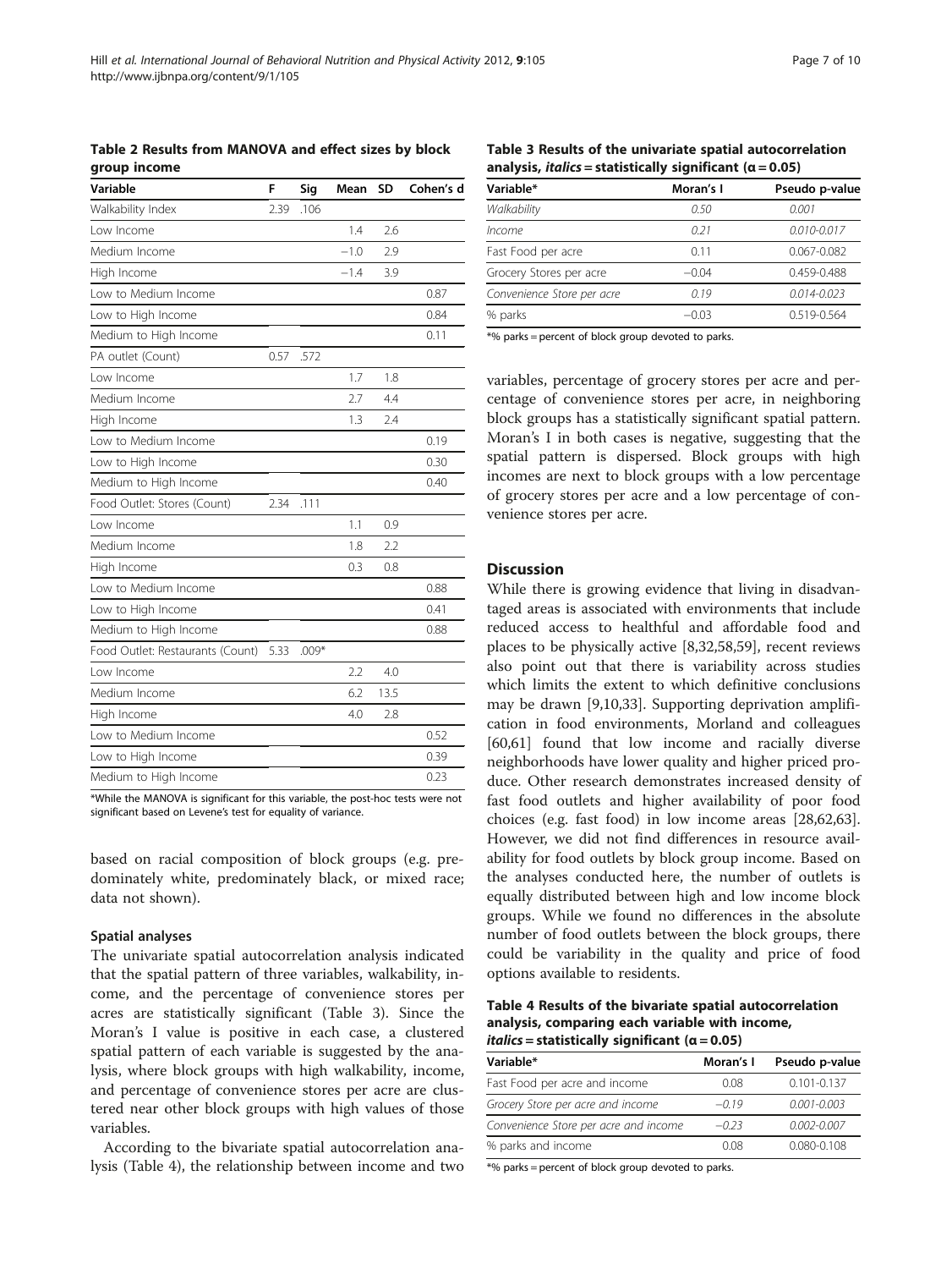**Table 2 Results from MANOVA and effect sizes by block group income**

| Variable | F | Sig | Mean | SD | Cohen's d |
|---|---|---|---|---|---|
| Walkability Index | 2.39 | .106 | | | |
| Low Income | | | 1.4 | 2.6 | |
| Medium Income | | | −1.0 | 2.9 | |
| High Income | | | −1.4 | 3.9 | |
| Low to Medium Income | | | | | 0.87 |
| Low to High Income | | | | | 0.84 |
| Medium to High Income | | | | | 0.11 |
| PA outlet (Count) | 0.57 | .572 | | | |
| Low Income | | | 1.7 | 1.8 | |
| Medium Income | | | 2.7 | 4.4 | |
| High Income | | | 1.3 | 2.4 | |
| Low to Medium Income | | | | | 0.19 |
| Low to High Income | | | | | 0.30 |
| Medium to High Income | | | | | 0.40 |
| Food Outlet: Stores (Count) | 2.34 | .111 | | | |
| Low Income | | | 1.1 | 0.9 | |
| Medium Income | | | 1.8 | 2.2 | |
| High Income | | | 0.3 | 0.8 | |
| Low to Medium Income | | | | | 0.88 |
| Low to High Income | | | | | 0.41 |
| Medium to High Income | | | | | 0.88 |
| Food Outlet: Restaurants (Count) | 5.33 | .009* | | | |
| Low Income | | | 2.2 | 4.0 | |
| Medium Income | | | 6.2 | 13.5 | |
| High Income | | | 4.0 | 2.8 | |
| Low to Medium Income | | | | | 0.52 |
| Low to High Income | | | | | 0.39 |
| Medium to High Income | | | | | 0.23 |

*While the MANOVA is significant for this variable, the post-hoc tests were not significant based on Levene's test for equality of variance.

based on racial composition of block groups (e.g. predominately white, predominately black, or mixed race; data not shown).

### Spatial analyses

The univariate spatial autocorrelation analysis indicated that the spatial pattern of three variables, walkability, income, and the percentage of convenience stores per acres are statistically significant (Table 3). Since the Moran's I value is positive in each case, a clustered spatial pattern of each variable is suggested by the analysis, where block groups with high walkability, income, and percentage of convenience stores per acre are clustered near other block groups with high values of those variables.

According to the bivariate spatial autocorrelation analysis (Table 4), the relationship between income and two variables, percentage of grocery stores per acre and percentage of convenience stores per acre, in neighboring block groups has a statistically significant spatial pattern. Moran's I in both cases is negative, suggesting that the spatial pattern is dispersed. Block groups with high incomes are next to block groups with a low percentage of grocery stores per acre and a low percentage of convenience stores per acre.

**Table 3 Results of the univariate spatial autocorrelation analysis, *italics* = statistically significant (α = 0.05)**

| Variable* | Moran's I | Pseudo p-value |
|---|---|---|
| *Walkability* | *0.50* | *0.001* |
| *Income* | *0.21* | *0.010-0.017* |
| Fast Food per acre | 0.11 | 0.067-0.082 |
| Grocery Stores per acre | −0.04 | 0.459-0.488 |
| *Convenience Store per acre* | *0.19* | *0.014-0.023* |
| % parks | −0.03 | 0.519-0.564 |

*% parks = percent of block group devoted to parks.

## Discussion

While there is growing evidence that living in disadvantaged areas is associated with environments that include reduced access to healthful and affordable food and places to be physically active [8,32,58,59], recent reviews also point out that there is variability across studies which limits the extent to which definitive conclusions may be drawn [9,10,33]. Supporting deprivation amplification in food environments, Morland and colleagues [60,61] found that low income and racially diverse neighborhoods have lower quality and higher priced produce. Other research demonstrates increased density of fast food outlets and higher availability of poor food choices (e.g. fast food) in low income areas [28,62,63]. However, we did not find differences in resource availability for food outlets by block group income. Based on the analyses conducted here, the number of outlets is equally distributed between high and low income block groups. While we found no differences in the absolute number of food outlets between the block groups, there could be variability in the quality and price of food options available to residents.

**Table 4 Results of the bivariate spatial autocorrelation analysis, comparing each variable with income, *italics* = statistically significant (α = 0.05)**

| Variable* | Moran's I | Pseudo p-value |
|---|---|---|
| Fast Food per acre and income | 0.08 | 0.101-0.137 |
| *Grocery Store per acre and income* | *−0.19* | *0.001-0.003* |
| *Convenience Store per acre and income* | *−0.23* | *0.002-0.007* |
| % parks and income | 0.08 | 0.080-0.108 |

*% parks = percent of block group devoted to parks.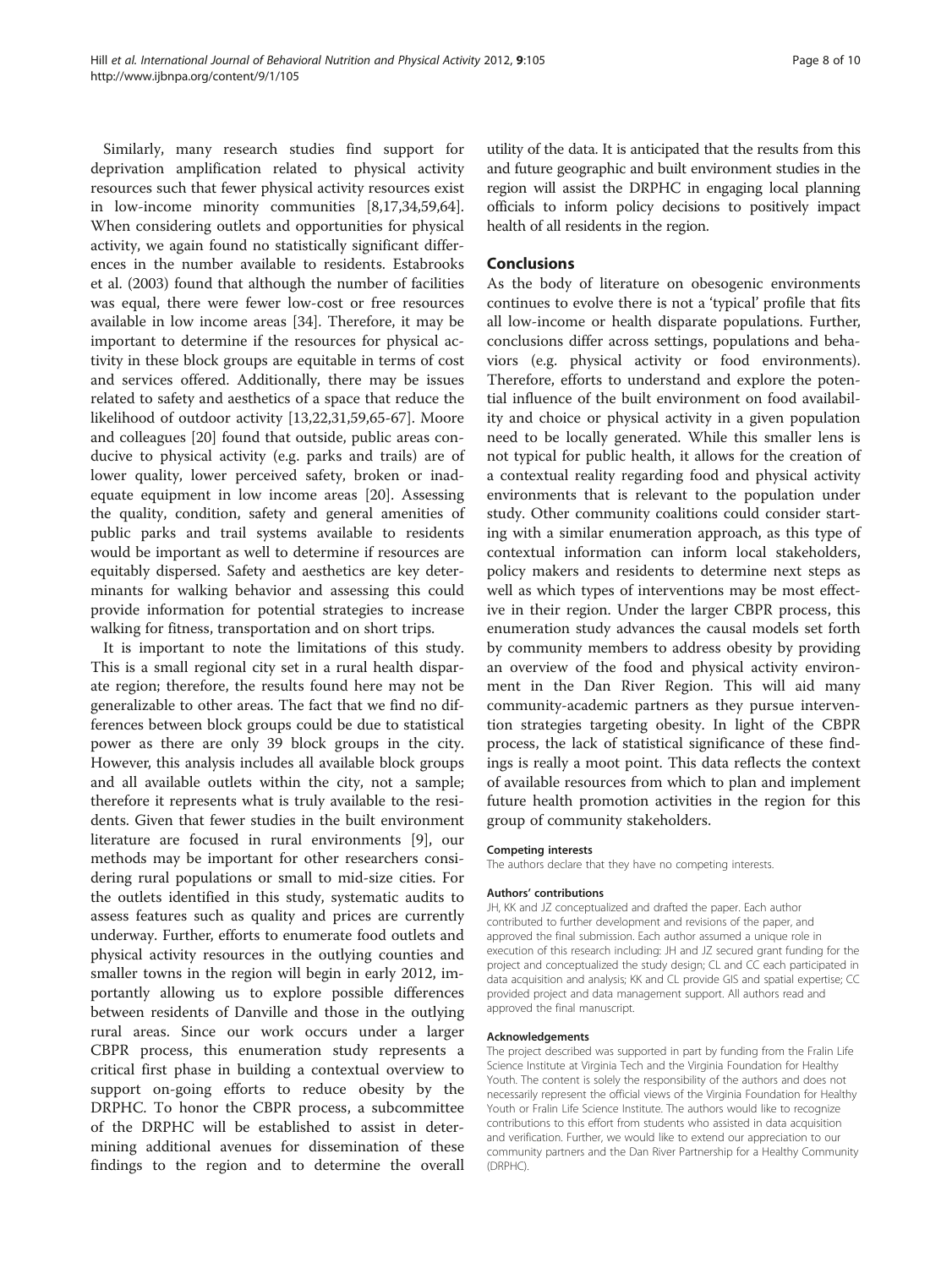Similarly, many research studies find support for deprivation amplification related to physical activity resources such that fewer physical activity resources exist in low-income minority communities [8,17,34,59,64]. When considering outlets and opportunities for physical activity, we again found no statistically significant differences in the number available to residents. Estabrooks et al. (2003) found that although the number of facilities was equal, there were fewer low-cost or free resources available in low income areas [34]. Therefore, it may be important to determine if the resources for physical activity in these block groups are equitable in terms of cost and services offered. Additionally, there may be issues related to safety and aesthetics of a space that reduce the likelihood of outdoor activity [13,22,31,59,65-67]. Moore and colleagues [20] found that outside, public areas conducive to physical activity (e.g. parks and trails) are of lower quality, lower perceived safety, broken or inadequate equipment in low income areas [20]. Assessing the quality, condition, safety and general amenities of public parks and trail systems available to residents would be important as well to determine if resources are equitably dispersed. Safety and aesthetics are key determinants for walking behavior and assessing this could provide information for potential strategies to increase walking for fitness, transportation and on short trips.

It is important to note the limitations of this study. This is a small regional city set in a rural health disparate region; therefore, the results found here may not be generalizable to other areas. The fact that we find no differences between block groups could be due to statistical power as there are only 39 block groups in the city. However, this analysis includes all available block groups and all available outlets within the city, not a sample; therefore it represents what is truly available to the residents. Given that fewer studies in the built environment literature are focused in rural environments [9], our methods may be important for other researchers considering rural populations or small to mid-size cities. For the outlets identified in this study, systematic audits to assess features such as quality and prices are currently underway. Further, efforts to enumerate food outlets and physical activity resources in the outlying counties and smaller towns in the region will begin in early 2012, importantly allowing us to explore possible differences between residents of Danville and those in the outlying rural areas. Since our work occurs under a larger CBPR process, this enumeration study represents a critical first phase in building a contextual overview to support on-going efforts to reduce obesity by the DRPHC. To honor the CBPR process, a subcommittee of the DRPHC will be established to assist in determining additional avenues for dissemination of these findings to the region and to determine the overall utility of the data. It is anticipated that the results from this and future geographic and built environment studies in the region will assist the DRPHC in engaging local planning officials to inform policy decisions to positively impact health of all residents in the region.

## Conclusions

As the body of literature on obesogenic environments continues to evolve there is not a 'typical' profile that fits all low-income or health disparate populations. Further, conclusions differ across settings, populations and behaviors (e.g. physical activity or food environments). Therefore, efforts to understand and explore the potential influence of the built environment on food availability and choice or physical activity in a given population need to be locally generated. While this smaller lens is not typical for public health, it allows for the creation of a contextual reality regarding food and physical activity environments that is relevant to the population under study. Other community coalitions could consider starting with a similar enumeration approach, as this type of contextual information can inform local stakeholders, policy makers and residents to determine next steps as well as which types of interventions may be most effective in their region. Under the larger CBPR process, this enumeration study advances the causal models set forth by community members to address obesity by providing an overview of the food and physical activity environment in the Dan River Region. This will aid many community-academic partners as they pursue intervention strategies targeting obesity. In light of the CBPR process, the lack of statistical significance of these findings is really a moot point. This data reflects the context of available resources from which to plan and implement future health promotion activities in the region for this group of community stakeholders.

#### Competing interests

The authors declare that they have no competing interests.

#### Authors' contributions

JH, KK and JZ conceptualized and drafted the paper. Each author contributed to further development and revisions of the paper, and approved the final submission. Each author assumed a unique role in execution of this research including: JH and JZ secured grant funding for the project and conceptualized the study design; CL and CC each participated in data acquisition and analysis; KK and CL provide GIS and spatial expertise; CC provided project and data management support. All authors read and approved the final manuscript.

#### Acknowledgements

The project described was supported in part by funding from the Fralin Life Science Institute at Virginia Tech and the Virginia Foundation for Healthy Youth. The content is solely the responsibility of the authors and does not necessarily represent the official views of the Virginia Foundation for Healthy Youth or Fralin Life Science Institute. The authors would like to recognize contributions to this effort from students who assisted in data acquisition and verification. Further, we would like to extend our appreciation to our community partners and the Dan River Partnership for a Healthy Community (DRPHC).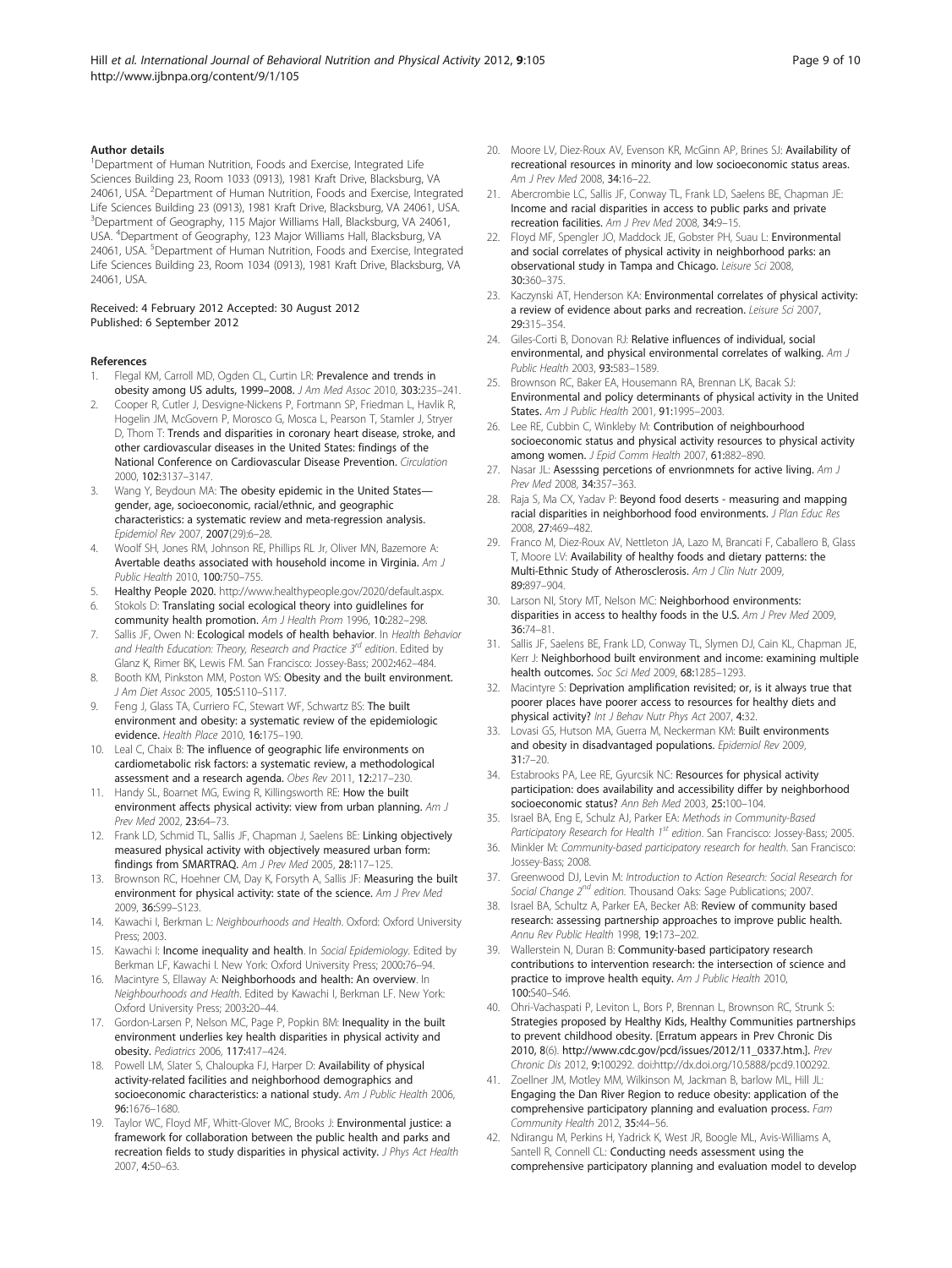### Author details

[1]Department of Human Nutrition, Foods and Exercise, Integrated Life Sciences Building 23, Room 1033 (0913), 1981 Kraft Drive, Blacksburg, VA 24061, USA. [2]Department of Human Nutrition, Foods and Exercise, Integrated Life Sciences Building 23 (0913), 1981 Kraft Drive, Blacksburg, VA 24061, USA. [3]Department of Geography, 115 Major Williams Hall, Blacksburg, VA 24061, USA. [4]Department of Geography, 123 Major Williams Hall, Blacksburg, VA 24061, USA. [5]Department of Human Nutrition, Foods and Exercise, Integrated Life Sciences Building 23, Room 1034 (0913), 1981 Kraft Drive, Blacksburg, VA 24061, USA.

Received: 4 February 2012 Accepted: 30 August 2012
Published: 6 September 2012

### References

1. Flegal KM, Carroll MD, Ogden CL, Curtin LR: **Prevalence and trends in obesity among US adults, 1999–2008.** *J Am Med Assoc* 2010, **303:**235–241.
2. Cooper R, Cutler J, Desvigne-Nickens P, Fortmann SP, Friedman L, Havlik R, Hogelin JM, McGovern P, Morosco G, Mosca L, Pearson T, Stamler J, Stryer D, Thom T: **Trends and disparities in coronary heart disease, stroke, and other cardiovascular diseases in the United States: findings of the National Conference on Cardiovascular Disease Prevention.** *Circulation* 2000, **102:**3137–3147.
3. Wang Y, Beydoun MA: **The obesity epidemic in the United States—gender, age, socioeconomic, racial/ethnic, and geographic characteristics: a systematic review and meta-regression analysis.** *Epidemiol Rev* 2007, **2007**(29):6–28.
4. Woolf SH, Jones RM, Johnson RE, Phillips RL Jr, Oliver MN, Bazemore A: **Avertable deaths associated with household income in Virginia.** *Am J Public Health* 2010, **100:**750–755.
5. **Healthy People 2020.** http://www.healthypeople.gov/2020/default.aspx.
6. Stokols D: **Translating social ecological theory into guidelines for community health promotion.** *Am J Health Prom* 1996, **10:**282–298.
7. Sallis JF, Owen N: **Ecological models of health behavior.** In *Health Behavior and Health Education: Theory, Research and Practice 3rd edition*. Edited by Glanz K, Rimer BK, Lewis FM. San Francisco: Jossey-Bass; 2002:462–484.
8. Booth KM, Pinkston MM, Poston WS: **Obesity and the built environment.** *J Am Diet Assoc* 2005, **105:**S110–S117.
9. Feng J, Glass TA, Curriero FC, Stewart WF, Schwartz BS: **The built environment and obesity: a systematic review of the epidemiologic evidence.** *Health Place* 2010, **16:**175–190.
10. Leal C, Chaix B: **The influence of geographic life environments on cardiometabolic risk factors: a systematic review, a methodological assessment and a research agenda.** *Obes Rev* 2011, **12:**217–230.
11. Handy SL, Boarnet MG, Ewing R, Killingsworth RE: **How the built environment affects physical activity: view from urban planning.** *Am J Prev Med* 2002, **23:**64–73.
12. Frank LD, Schmid TL, Sallis JF, Chapman J, Saelens BE: **Linking objectively measured physical activity with objectively measured urban form: findings from SMARTRAQ.** *Am J Prev Med* 2005, **28:**117–125.
13. Brownson RC, Hoehner CM, Day K, Forsyth A, Sallis JF: **Measuring the built environment for physical activity: state of the science.** *Am J Prev Med* 2009, **36:**S99–S123.
14. Kawachi I, Berkman L: *Neighbourhoods and Health*. Oxford: Oxford University Press; 2003.
15. Kawachi I: **Income inequality and health.** In *Social Epidemiology*. Edited by Berkman LF, Kawachi I. New York: Oxford University Press; 2000:76–94.
16. Macintyre S, Ellaway A: **Neighborhoods and health: An overview.** In *Neighbourhoods and Health*. Edited by Kawachi I, Berkman LF. New York: Oxford University Press; 2003:20–44.
17. Gordon-Larsen P, Nelson MC, Page P, Popkin BM: **Inequality in the built environment underlies key health disparities in physical activity and obesity.** *Pediatrics* 2006, **117:**417–424.
18. Powell LM, Slater S, Chaloupka FJ, Harper D: **Availability of physical activity-related facilities and neighborhood demographics and socioeconomic characteristics: a national study.** *Am J Public Health* 2006, **96:**1676–1680.
19. Taylor WC, Floyd MF, Whitt-Glover MC, Brooks J: **Environmental justice: a framework for collaboration between the public health and parks and recreation fields to study disparities in physical activity.** *J Phys Act Health* 2007, **4:**50–63.
20. Moore LV, Diez-Roux AV, Evenson KR, McGinn AP, Brines SJ: **Availability of recreational resources in minority and low socioeconomic status areas.** *Am J Prev Med* 2008, **34:**16–22.
21. Abercrombie LC, Sallis JF, Conway TL, Frank LD, Saelens BE, Chapman JE: **Income and racial disparities in access to public parks and private recreation facilities.** *Am J Prev Med* 2008, **34:**9–15.
22. Floyd MF, Spengler JO, Maddock JE, Gobster PH, Suau L: **Environmental and social correlates of physical activity in neighborhood parks: an observational study in Tampa and Chicago.** *Leisure Sci* 2008, **30:**360–375.
23. Kaczynski AT, Henderson KA: **Environmental correlates of physical activity: a review of evidence about parks and recreation.** *Leisure Sci* 2007, **29:**315–354.
24. Giles-Corti B, Donovan RJ: **Relative influences of individual, social environmental, and physical environmental correlates of walking.** *Am J Public Health* 2003, **93:**583–1589.
25. Brownson RC, Baker EA, Housemann RA, Brennan LK, Bacak SJ: **Environmental and policy determinants of physical activity in the United States.** *Am J Public Health* 2001, **91:**1995–2003.
26. Lee RE, Cubbin C, Winkleby M: **Contribution of neighbourhood socioeconomic status and physical activity resources to physical activity among women.** *J Epid Comm Health* 2007, **61:**882–890.
27. Nasar JL: **Asesssing percetions of envrionmnets for active living.** *Am J Prev Med* 2008, **34:**357–363.
28. Raja S, Ma CX, Yadav P: **Beyond food deserts - measuring and mapping racial disparities in neighborhood food environments.** *J Plan Educ Res* 2008, **27:**469–482.
29. Franco M, Diez-Roux AV, Nettleton JA, Lazo M, Brancati F, Caballero B, Glass T, Moore LV: **Availability of healthy foods and dietary patterns: the Multi-Ethnic Study of Atherosclerosis.** *Am J Clin Nutr* 2009, **89:**897–904.
30. Larson NI, Story MT, Nelson MC: **Neighborhood environments: disparities in access to healthy foods in the U.S.** *Am J Prev Med* 2009, **36:**74–81.
31. Sallis JF, Saelens BE, Frank LD, Conway TL, Slymen DJ, Cain KL, Chapman JE, Kerr J: **Neighborhood built environment and income: examining multiple health outcomes.** *Soc Sci Med* 2009, **68:**1285–1293.
32. Macintyre S: **Deprivation amplification revisited; or, is it always true that poorer places have poorer access to resources for healthy diets and physical activity?** *Int J Behav Nutr Phys Act* 2007, **4:**32.
33. Lovasi GS, Hutson MA, Guerra M, Neckerman KM: **Built environments and obesity in disadvantaged populations.** *Epidemiol Rev* 2009, **31:**7–20.
34. Estabrooks PA, Lee RE, Gyurcsik NC: **Resources for physical activity participation: does availability and accessibility differ by neighborhood socioeconomic status?** *Ann Beh Med* 2003, **25:**100–104.
35. Israel BA, Eng E, Schulz AJ, Parker EA: *Methods in Community-Based Participatory Research for Health 1st edition*. San Francisco: Jossey-Bass; 2005.
36. Minkler M: *Community-based participatory research for health*. San Francisco: Jossey-Bass; 2008.
37. Greenwood DJ, Levin M: *Introduction to Action Research: Social Research for Social Change 2nd edition*. Thousand Oaks: Sage Publications; 2007.
38. Israel BA, Schultz A, Parker EA, Becker AB: **Review of community based research: assessing partnership approaches to improve public health.** *Annu Rev Public Health* 1998, **19:**173–202.
39. Wallerstein N, Duran B: **Community-based participatory research contributions to intervention research: the intersection of science and practice to improve health equity.** *Am J Public Health* 2010, **100:**S40–S46.
40. Ohri-Vachaspati P, Leviton L, Bors P, Brennan L, Brownson RC, Strunk S: **Strategies proposed by Healthy Kids, Healthy Communities partnerships to prevent childhood obesity. [Erratum appears in Prev Chronic Dis 2010, 8(6). http://www.cdc.gov/pcd/issues/2012/11_0337.htm.].** *Prev Chronic Dis* 2012, **9:**100292. doi:http://dx.doi.org/10.5888/pcd9.100292.
41. Zoellner JM, Motley MM, Wilkinson M, Jackman B, barlow ML, Hill JL: **Engaging the Dan River Region to reduce obesity: application of the comprehensive participatory planning and evaluation process.** *Fam Community Health* 2012, **35:**44–56.
42. Ndirangu M, Perkins H, Yadrick K, West JR, Boogle ML, Avis-Williams A, Santell R, Connell CL: **Conducting needs assessment using the comprehensive participatory planning and evaluation model to develop**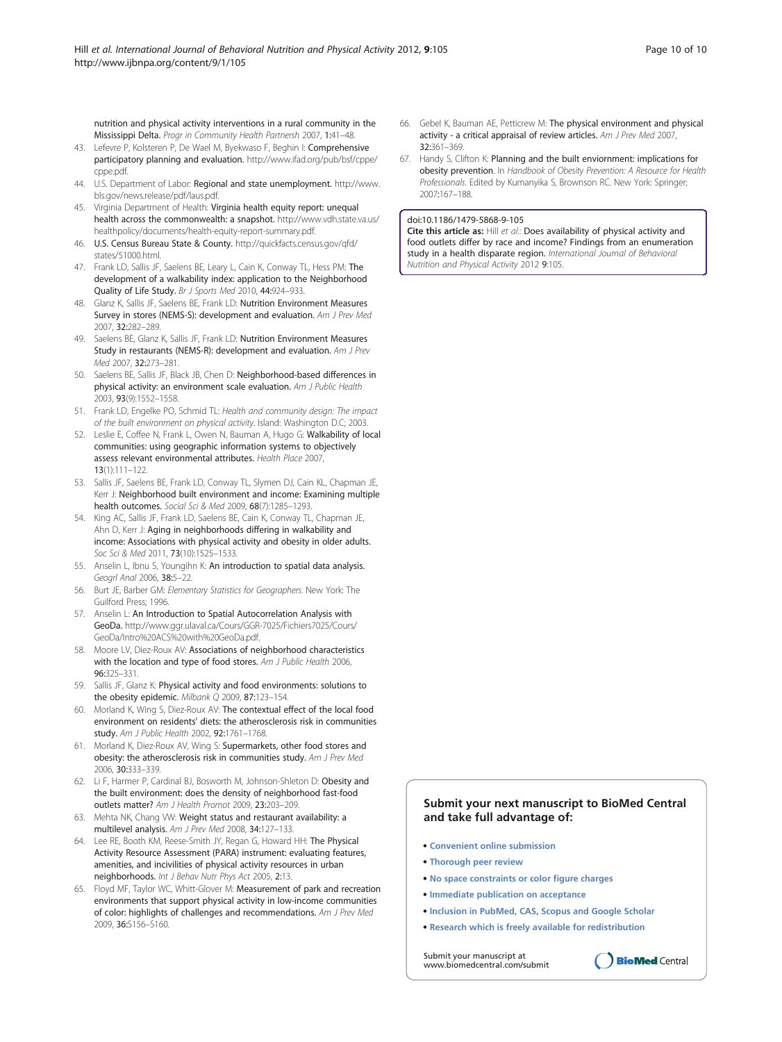nutrition and physical activity interventions in a rural community in the Mississippi Delta. *Progr in Community Health Partnersh* 2007, **1**:41–48.

43. Lefevre P, Kolsteren P, De Wael M, Byekwaso F, Beghin I: **Comprehensive participatory planning and evaluation.** http://www.ifad.org/pub/bsf/cppe/cppe.pdf.
44. U.S. Department of Labor: **Regional and state unemployment.** http://www.bls.gov/news.release/pdf/laus.pdf.
45. Virginia Department of Health: **Virginia health equity report: unequal health across the commonwealth: a snapshot.** http://www.vdh.state.va.us/healthpolicy/documents/health-equity-report-summary.pdf.
46. **U.S. Census Bureau State & County.** http://quickfacts.census.gov/qfd/states/51000.html.
47. Frank LD, Sallis JF, Saelens BE, Leary L, Cain K, Conway TL, Hess PM: **The development of a walkability index: application to the Neighborhood Quality of Life Study.** *Br J Sports Med* 2010, **44**:924–933.
48. Glanz K, Sallis JF, Saelens BE, Frank LD: **Nutrition Environment Measures Survey in stores (NEMS-S): development and evaluation.** *Am J Prev Med* 2007, **32**:282–289.
49. Saelens BE, Glanz K, Sallis JF, Frank LD: **Nutrition Environment Measures Study in restaurants (NEMS-R): development and evaluation.** *Am J Prev Med* 2007, **32**:273–281.
50. Saelens BE, Sallis JF, Black JB, Chen D: **Neighborhood-based differences in physical activity: an environment scale evaluation.** *Am J Public Health* 2003, **93**(9):1552–1558.
51. Frank LD, Engelke PO, Schmid TL: *Health and community design: The impact of the built environment on physical activity.* Island: Washington D.C; 2003.
52. Leslie E, Coffee N, Frank L, Owen N, Bauman A, Hugo G: **Walkability of local communities: using geographic information systems to objectively assess relevant environmental attributes.** *Health Place* 2007, **13**(1):111–122.
53. Sallis JF, Saelens BE, Frank LD, Conway TL, Slymen DJ, Cain KL, Chapman JE, Kerr J: **Neighborhood built environment and income: Examining multiple health outcomes.** *Social Sci & Med* 2009, **68**(7):1285–1293.
54. King AC, Sallis JF, Frank LD, Saelens BE, Cain K, Conway TL, Chapman JE, Ahn D, Kerr J: **Aging in neighborhoods differing in walkability and income: Associations with physical activity and obesity in older adults.** *Soc Sci & Med* 2011, **73**(10):1525–1533.
55. Anselin L, Ibnu S, Youngihn K: **An introduction to spatial data analysis.** *Geogrl Anal* 2006, **38**:5–22.
56. Burt JE, Barber GM: *Elementary Statistics for Geographers.* New York: The Guilford Press; 1996.
57. Anselin L: **An Introduction to Spatial Autocorrelation Analysis with GeoDa.** http://www.ggr.ulaval.ca/Cours/GGR-7025/Fichiers7025/Cours/GeoDa/Intro%20ACS%20with%20GeoDa.pdf.
58. Moore LV, Diez-Roux AV: **Associations of neighborhood characteristics with the location and type of food stores.** *Am J Public Health* 2006, **96**:325–331.
59. Sallis JF, Glanz K: **Physical activity and food environments: solutions to the obesity epidemic.** *Milbank Q* 2009, **87**:123–154.
60. Morland K, Wing S, Diez-Roux AV: **The contextual effect of the local food environment on residents' diets: the atherosclerosis risk in communities study.** *Am J Public Health* 2002, **92**:1761–1768.
61. Morland K, Diez-Roux AV, Wing S: **Supermarkets, other food stores and obesity: the atherosclerosis risk in communities study.** *Am J Prev Med* 2006, **30**:333–339.
62. Li F, Harmer P, Cardinal BJ, Bosworth M, Johnson-Shleton D: **Obesity and the built environment: does the density of neighborhood fast-food outlets matter?** *Am J Health Promot* 2009, **23**:203–209.
63. Mehta NK, Chang VW: **Weight status and restaurant availability: a multilevel analysis.** *Am J Prev Med* 2008, **34**:127–133.
64. Lee RE, Booth KM, Reese-Smith JY, Regan G, Howard HH: **The Physical Activity Resource Assessment (PARA) instrument: evaluating features, amenities, and incivilities of physical activity resources in urban neighborhoods.** *Int J Behav Nutr Phys Act* 2005, **2**:13.
65. Floyd MF, Taylor WC, Whitt-Glover M: **Measurement of park and recreation environments that support physical activity in low-income communities of color: highlights of challenges and recommendations.** *Am J Prev Med* 2009, **36**:S156–S160.
66. Gebel K, Bauman AE, Petticrew M: **The physical environment and physical activity - a critical appraisal of review articles.** *Am J Prev Med* 2007, **32**:361–369.
67. Handy S, Clifton K: **Planning and the built enviornment: implications for obesity prevention.** In *Handbook of Obesity Prevention: A Resource for Health Professionals.* Edited by Kumanyika S, Brownson RC. New York: Springer; 2007:167–188.

doi:10.1186/1479-5868-9-105

**Cite this article as:** Hill *et al.*: Does availability of physical activity and food outlets differ by race and income? Findings from an enumeration study in a health disparate region. *International Journal of Behavioral Nutrition and Physical Activity* 2012 **9**:105.

**Submit your next manuscript to BioMed Central and take full advantage of:**

- **Convenient online submission**
- **Thorough peer review**
- **No space constraints or color figure charges**
- **Immediate publication on acceptance**
- **Inclusion in PubMed, CAS, Scopus and Google Scholar**
- **Research which is freely available for redistribution**

Submit your manuscript at www.biomedcentral.com/submit

BioMed Central